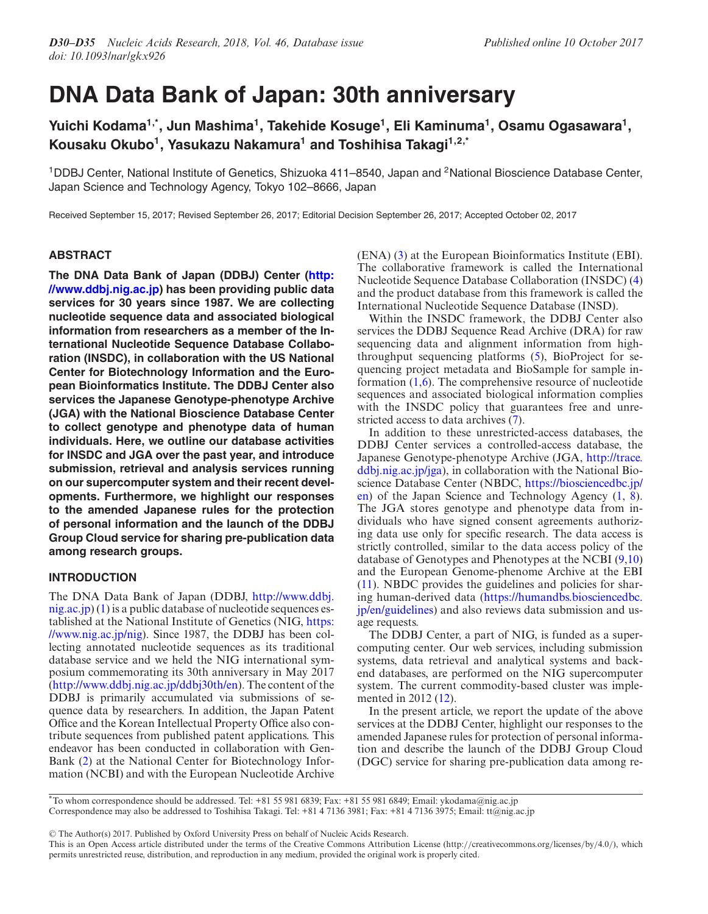# DNA Data Bank of Japan: 30th anniversary

**Yuichi Kodama[1,*], Jun Mashima[1], Takehide Kosuge[1], Eli Kaminuma[1], Osamu Ogasawara[1], Kousaku Okubo[1], Yasukazu Nakamura[1] and Toshihisa Takagi[1,2,*]**

[1]DDBJ Center, National Institute of Genetics, Shizuoka 411–8540, Japan and [2]National Bioscience Database Center, Japan Science and Technology Agency, Tokyo 102–8666, Japan

Received September 15, 2017; Revised September 26, 2017; Editorial Decision September 26, 2017; Accepted October 02, 2017

## ABSTRACT

**The DNA Data Bank of Japan (DDBJ) Center (http://www.ddbj.nig.ac.jp) has been providing public data services for 30 years since 1987. We are collecting nucleotide sequence data and associated biological information from researchers as a member of the International Nucleotide Sequence Database Collaboration (INSDC), in collaboration with the US National Center for Biotechnology Information and the European Bioinformatics Institute. The DDBJ Center also services the Japanese Genotype-phenotype Archive (JGA) with the National Bioscience Database Center to collect genotype and phenotype data of human individuals. Here, we outline our database activities for INSDC and JGA over the past year, and introduce submission, retrieval and analysis services running on our supercomputer system and their recent developments. Furthermore, we highlight our responses to the amended Japanese rules for the protection of personal information and the launch of the DDBJ Group Cloud service for sharing pre-publication data among research groups.**

## INTRODUCTION

The DNA Data Bank of Japan (DDBJ, http://www.ddbj.nig.ac.jp) (1) is a public database of nucleotide sequences established at the National Institute of Genetics (NIG, https://www.nig.ac.jp/nig). Since 1987, the DDBJ has been collecting annotated nucleotide sequences as its traditional database service and we held the NIG international symposium commemorating its 30th anniversary in May 2017 (http://www.ddbj.nig.ac.jp/ddbj30th/en). The content of the DDBJ is primarily accumulated via submissions of sequence data by researchers. In addition, the Japan Patent Office and the Korean Intellectual Property Office also contribute sequences from published patent applications. This endeavor has been conducted in collaboration with GenBank (2) at the National Center for Biotechnology Information (NCBI) and with the European Nucleotide Archive (ENA) (3) at the European Bioinformatics Institute (EBI). The collaborative framework is called the International Nucleotide Sequence Database Collaboration (INSDC) (4) and the product database from this framework is called the International Nucleotide Sequence Database (INSD).

Within the INSDC framework, the DDBJ Center also services the DDBJ Sequence Read Archive (DRA) for raw sequencing data and alignment information from high-throughput sequencing platforms (5), BioProject for sequencing project metadata and BioSample for sample information (1,6). The comprehensive resource of nucleotide sequences and associated biological information complies with the INSDC policy that guarantees free and unrestricted access to data archives (7).

In addition to these unrestricted-access databases, the DDBJ Center services a controlled-access database, the Japanese Genotype-phenotype Archive (JGA, http://trace.ddbj.nig.ac.jp/jga), in collaboration with the National Bioscience Database Center (NBDC, https://biosciencedbc.jp/en) of the Japan Science and Technology Agency (1, 8). The JGA stores genotype and phenotype data from individuals who have signed consent agreements authorizing data use only for specific research. The data access is strictly controlled, similar to the data access policy of the database of Genotypes and Phenotypes at the NCBI (9,10) and the European Genome-phenome Archive at the EBI (11). NBDC provides the guidelines and policies for sharing human-derived data (https://humandbs.biosciencedbc.jp/en/guidelines) and also reviews data submission and usage requests.

The DDBJ Center, a part of NIG, is funded as a supercomputing center. Our web services, including submission systems, data retrieval and analytical systems and back-end databases, are performed on the NIG supercomputer system. The current commodity-based cluster was implemented in 2012 (12).

In the present article, we report the update of the above services at the DDBJ Center, highlight our responses to the amended Japanese rules for protection of personal information and describe the launch of the DDBJ Group Cloud (DGC) service for sharing pre-publication data among re-

*To whom correspondence should be addressed. Tel: +81 55 981 6839; Fax: +81 55 981 6849; Email: ykodama@nig.ac.jp
Correspondence may also be addressed to Toshihisa Takagi. Tel: +81 4 7136 3981; Fax: +81 4 7136 3975; Email: tt@nig.ac.jp

© The Author(s) 2017. Published by Oxford University Press on behalf of Nucleic Acids Research.
This is an Open Access article distributed under the terms of the Creative Commons Attribution License (http://creativecommons.org/licenses/by/4.0/), which permits unrestricted reuse, distribution, and reproduction in any medium, provided the original work is properly cited.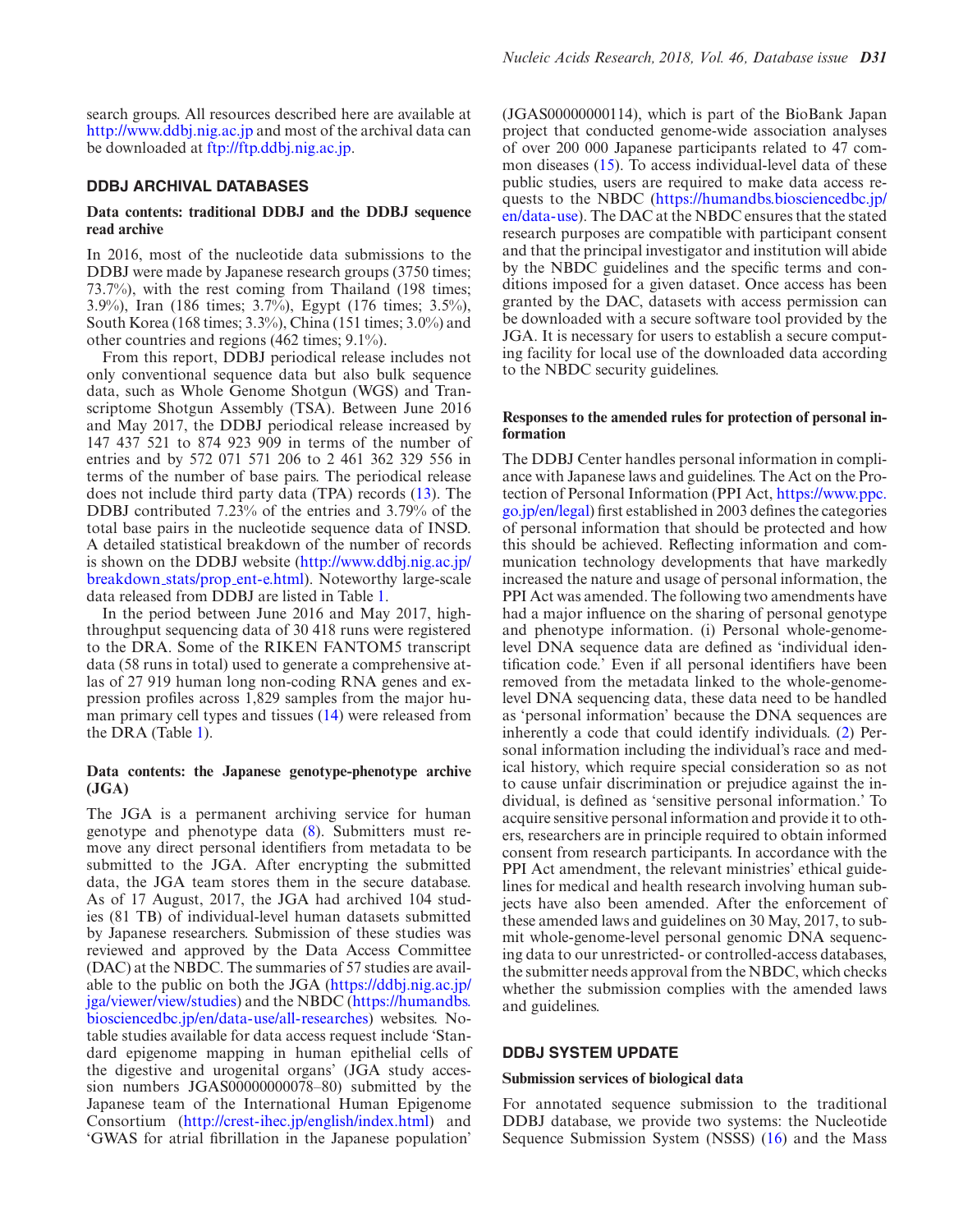search groups. All resources described here are available at http://www.ddbj.nig.ac.jp and most of the archival data can be downloaded at ftp://ftp.ddbj.nig.ac.jp.

## DDBJ ARCHIVAL DATABASES

### Data contents: traditional DDBJ and the DDBJ sequence read archive

In 2016, most of the nucleotide data submissions to the DDBJ were made by Japanese research groups (3750 times; 73.7%), with the rest coming from Thailand (198 times; 3.9%), Iran (186 times; 3.7%), Egypt (176 times; 3.5%), South Korea (168 times; 3.3%), China (151 times; 3.0%) and other countries and regions (462 times; 9.1%).

From this report, DDBJ periodical release includes not only conventional sequence data but also bulk sequence data, such as Whole Genome Shotgun (WGS) and Transcriptome Shotgun Assembly (TSA). Between June 2016 and May 2017, the DDBJ periodical release increased by 147 437 521 to 874 923 909 in terms of the number of entries and by 572 071 571 206 to 2 461 362 329 556 in terms of the number of base pairs. The periodical release does not include third party data (TPA) records (13). The DDBJ contributed 7.23% of the entries and 3.79% of the total base pairs in the nucleotide sequence data of INSD. A detailed statistical breakdown of the number of records is shown on the DDBJ website (http://www.ddbj.nig.ac.jp/breakdown_stats/prop_ent-e.html). Noteworthy large-scale data released from DDBJ are listed in Table 1.

In the period between June 2016 and May 2017, high-throughput sequencing data of 30 418 runs were registered to the DRA. Some of the RIKEN FANTOM5 transcript data (58 runs in total) used to generate a comprehensive atlas of 27 919 human long non-coding RNA genes and expression profiles across 1,829 samples from the major human primary cell types and tissues (14) were released from the DRA (Table 1).

### Data contents: the Japanese genotype-phenotype archive (JGA)

The JGA is a permanent archiving service for human genotype and phenotype data (8). Submitters must remove any direct personal identifiers from metadata to be submitted to the JGA. After encrypting the submitted data, the JGA team stores them in the secure database. As of 17 August, 2017, the JGA had archived 104 studies (81 TB) of individual-level human datasets submitted by Japanese researchers. Submission of these studies was reviewed and approved by the Data Access Committee (DAC) at the NBDC. The summaries of 57 studies are available to the public on both the JGA (https://ddbj.nig.ac.jp/jga/viewer/view/studies) and the NBDC (https://humandbs.biosciencedbc.jp/en/data-use/all-researches) websites. Notable studies available for data access request include 'Standard epigenome mapping in human epithelial cells of the digestive and urogenital organs' (JGA study accession numbers JGAS00000000078–80) submitted by the Japanese team of the International Human Epigenome Consortium (http://crest-ihec.jp/english/index.html) and 'GWAS for atrial fibrillation in the Japanese population' (JGAS00000000114), which is part of the BioBank Japan project that conducted genome-wide association analyses of over 200 000 Japanese participants related to 47 common diseases (15). To access individual-level data of these public studies, users are required to make data access requests to the NBDC (https://humandbs.biosciencedbc.jp/en/data-use). The DAC at the NBDC ensures that the stated research purposes are compatible with participant consent and that the principal investigator and institution will abide by the NBDC guidelines and the specific terms and conditions imposed for a given dataset. Once access has been granted by the DAC, datasets with access permission can be downloaded with a secure software tool provided by the JGA. It is necessary for users to establish a secure computing facility for local use of the downloaded data according to the NBDC security guidelines.

### Responses to the amended rules for protection of personal information

The DDBJ Center handles personal information in compliance with Japanese laws and guidelines. The Act on the Protection of Personal Information (PPI Act, https://www.ppc.go.jp/en/legal) first established in 2003 defines the categories of personal information that should be protected and how this should be achieved. Reflecting information and communication technology developments that have markedly increased the nature and usage of personal information, the PPI Act was amended. The following two amendments have had a major influence on the sharing of personal genotype and phenotype information. (i) Personal whole-genome-level DNA sequence data are defined as 'individual identification code.' Even if all personal identifiers have been removed from the metadata linked to the whole-genome-level DNA sequencing data, these data need to be handled as 'personal information' because the DNA sequences are inherently a code that could identify individuals. (2) Personal information including the individual's race and medical history, which require special consideration so as not to cause unfair discrimination or prejudice against the individual, is defined as 'sensitive personal information.' To acquire sensitive personal information and provide it to others, researchers are in principle required to obtain informed consent from research participants. In accordance with the PPI Act amendment, the relevant ministries' ethical guidelines for medical and health research involving human subjects have also been amended. After the enforcement of these amended laws and guidelines on 30 May, 2017, to submit whole-genome-level personal genomic DNA sequencing data to our unrestricted- or controlled-access databases, the submitter needs approval from the NBDC, which checks whether the submission complies with the amended laws and guidelines.

## DDBJ SYSTEM UPDATE

### Submission services of biological data

For annotated sequence submission to the traditional DDBJ database, we provide two systems: the Nucleotide Sequence Submission System (NSSS) (16) and the Mass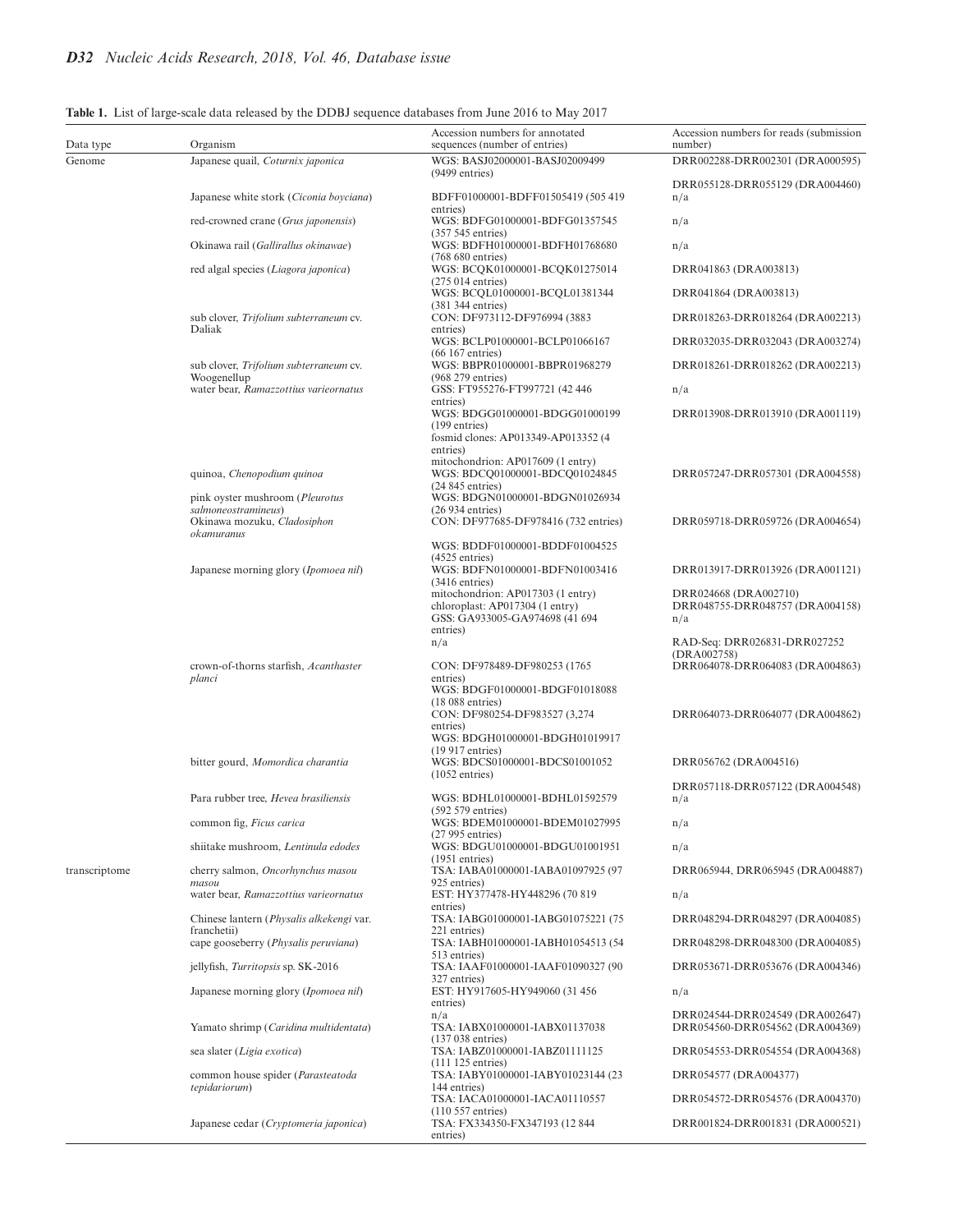**Table 1.** List of large-scale data released by the DDBJ sequence databases from June 2016 to May 2017

| Data type | Organism | Accession numbers for annotated sequences (number of entries) | Accession numbers for reads (submission number) |
|---|---|---|---|
| Genome | Japanese quail, *Coturnix japonica* | WGS: BASJ02000001-BASJ02009499 (9499 entries) | DRR002288-DRR002301 (DRA000595) |
| | | | DRR055128-DRR055129 (DRA004460) |
| | Japanese white stork (*Ciconia boyciana*) | BDFF01000001-BDFF01505419 (505 419 entries) | n/a |
| | red-crowned crane (*Grus japonensis*) | WGS: BDFG01000001-BDFG01357545 (357 545 entries) | n/a |
| | Okinawa rail (*Gallirallus okinawae*) | WGS: BDFH01000001-BDFH01768680 (768 680 entries) | n/a |
| | red algal species (*Liagora japonica*) | WGS: BCQK01000001-BCQK01275014 (275 014 entries) | DRR041863 (DRA003813) |
| | | WGS: BCQL01000001-BCQL01381344 (381 344 entries) | DRR041864 (DRA003813) |
| | sub clover, *Trifolium subterraneum* cv. Daliak | CON: DF973112-DF976994 (3883 entries) | DRR018263-DRR018264 (DRA002213) |
| | | WGS: BCLP01000001-BCLP01066167 (66 167 entries) | DRR032035-DRR032043 (DRA003274) |
| | sub clover, *Trifolium subterraneum* cv. Woogenellup | WGS: BBPR01000001-BBPR01968279 (968 279 entries) | DRR018261-DRR018262 (DRA002213) |
| | water bear, *Ramazzottius varieornatus* | GSS: FT955276-FT997721 (42 446 entries) | n/a |
| | | WGS: BDGG01000001-BDGG01000199 (199 entries) | DRR013908-DRR013910 (DRA001119) |
| | | fosmid clones: AP013349-AP013352 (4 entries) | |
| | | mitochondrion: AP017609 (1 entry) | |
| | quinoa, *Chenopodium quinoa* | WGS: BDCQ01000001-BDCQ01024845 (24 845 entries) | DRR057247-DRR057301 (DRA004558) |
| | pink oyster mushroom (*Pleurotus salmoneostramineus*) | WGS: BDGN01000001-BDGN01026934 (26 934 entries) | |
| | Okinawa mozuku, *Cladosiphon okamuranus* | CON: DF977685-DF978416 (732 entries) | DRR059718-DRR059726 (DRA004654) |
| | | WGS: BDDF01000001-BDDF01004525 (4525 entries) | |
| | Japanese morning glory (*Ipomoea nil*) | WGS: BDFN01000001-BDFN01003416 (3416 entries) | DRR013917-DRR013926 (DRA001121) |
| | | mitochondrion: AP017303 (1 entry) | DRR024668 (DRA002710) |
| | | chloroplast: AP017304 (1 entry) | DRR048755-DRR048757 (DRA004158) |
| | | GSS: GA933005-GA974698 (41 694 entries) | n/a |
| | | n/a | RAD-Seq: DRR026831-DRR027252 (DRA002758) |
| | crown-of-thorns starfish, *Acanthaster planci* | CON: DF978489-DF980253 (1765 entries) | DRR064078-DRR064083 (DRA004863) |
| | | WGS: BDGF01000001-BDGF01018088 (18 088 entries) | |
| | | CON: DF980254-DF983527 (3,274 entries) | DRR064073-DRR064077 (DRA004862) |
| | | WGS: BDGH01000001-BDGH01019917 (19 917 entries) | |
| | bitter gourd, *Momordica charantia* | WGS: BDCS01000001-BDCS01001052 (1052 entries) | DRR056762 (DRA004516) |
| | | | DRR057118-DRR057122 (DRA004548) |
| | Para rubber tree, *Hevea brasiliensis* | WGS: BDHL01000001-BDHL01592579 (592 579 entries) | n/a |
| | common fig, *Ficus carica* | WGS: BDEM01000001-BDEM01027995 (27 995 entries) | n/a |
| | shiitake mushroom, *Lentinula edodes* | WGS: BDGU01000001-BDGU01001951 (1951 entries) | n/a |
| transcriptome | cherry salmon, *Oncorhynchus masou masou* | TSA: IABA01000001-IABA01097925 (97 925 entries) | DRR065944, DRR065945 (DRA004887) |
| | water bear, *Ramazzottius varieornatus* | EST: HY377478-HY448296 (70 819 entries) | n/a |
| | Chinese lantern (*Physalis alkekengi* var. franchetii) | TSA: IABG01000001-IABG01075221 (75 221 entries) | DRR048294-DRR048297 (DRA004085) |
| | cape gooseberry (*Physalis peruviana*) | TSA: IABH01000001-IABH01054513 (54 513 entries) | DRR048298-DRR048300 (DRA004085) |
| | jellyfish, *Turritopsis* sp. SK-2016 | TSA: IAAF01000001-IAAF01090327 (90 327 entries) | DRR053671-DRR053676 (DRA004346) |
| | Japanese morning glory (*Ipomoea nil*) | EST: HY917605-HY949060 (31 456 entries) | n/a |
| | | n/a | DRR024544-DRR024549 (DRA002647) |
| | Yamato shrimp (*Caridina multidentata*) | TSA: IABX01000001-IABX01137038 (137 038 entries) | DRR054560-DRR054562 (DRA004369) |
| | sea slater (*Ligia exotica*) | TSA: IABZ01000001-IABZ01111125 (111 125 entries) | DRR054553-DRR054554 (DRA004368) |
| | common house spider (*Parasteatoda tepidariorum*) | TSA: IABY01000001-IABY01023144 (23 144 entries) | DRR054577 (DRA004377) |
| | | TSA: IACA01000001-IACA01110557 (110 557 entries) | DRR054572-DRR054576 (DRA004370) |
| | Japanese cedar (*Cryptomeria japonica*) | TSA: FX334350-FX347193 (12 844 entries) | DRR001824-DRR001831 (DRA000521) |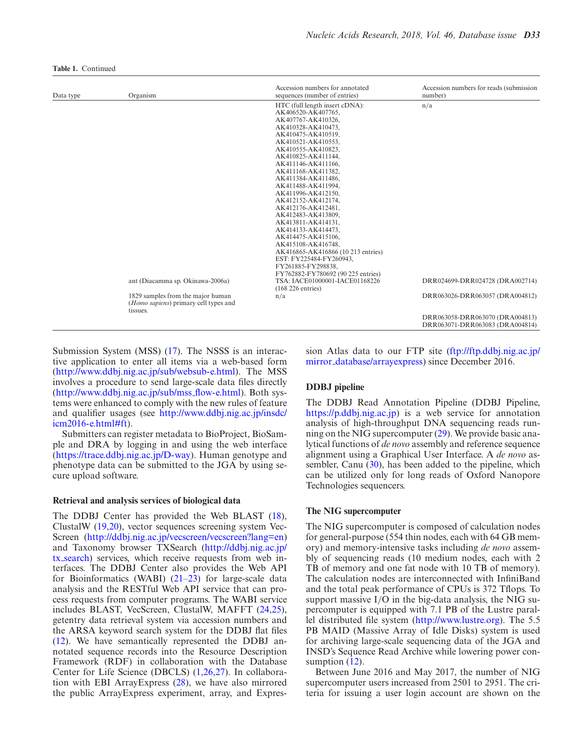**Table 1.** Continued

| Data type | Organism | Accession numbers for annotated sequences (number of entries) | Accession numbers for reads (submission number) |
|---|---|---|---|
| | | HTC (full length insert cDNA): AK406520-AK407765, AK407767-AK410326, AK410328-AK410473, AK410475-AK410519, AK410521-AK410553, AK410555-AK410823, AK410825-AK411144, AK411146-AK411166, AK411168-AK411382, AK411384-AK411486, AK411488-AK411994, AK411996-AK412150, AK412152-AK412174, AK412176-AK412481, AK412483-AK413809, AK413811-AK414131, AK414133-AK414473, AK414475-AK415106, AK415108-AK416748, AK416865-AK416866 (10 213 entries) EST: FY225484-FY260943, FY261885-FY298838, FY762882-FY780692 (90 225 entries) | n/a |
| | ant (Diacamma sp. Okinawa-2006a) | TSA: IACE01000001-IACE01168226 (168 226 entries) | DRR024699-DRR024728 (DRA002714) |
| | 1829 samples from the major human (*Homo sapiens*) primary cell types and tissues. | n/a | DRR063026-DRR063057 (DRA004812) |
| | | | DRR063058-DRR063070 (DRA004813) DRR063071-DRR063083 (DRA004814) |

Submission System (MSS) (17). The NSSS is an interactive application to enter all items via a web-based form (http://www.ddbj.nig.ac.jp/sub/websub-e.html). The MSS involves a procedure to send large-scale data files directly (http://www.ddbj.nig.ac.jp/sub/mss_flow-e.html). Both systems were enhanced to comply with the new rules of feature and qualifier usages (see http://www.ddbj.nig.ac.jp/insdc/icm2016-e.html#ft).

Submitters can register metadata to BioProject, BioSample and DRA by logging in and using the web interface (https://trace.ddbj.nig.ac.jp/D-way). Human genotype and phenotype data can be submitted to the JGA by using secure upload software.

### Retrieval and analysis services of biological data

The DDBJ Center has provided the Web BLAST (18), ClustalW (19,20), vector sequences screening system VecScreen (http://ddbj.nig.ac.jp/vecscreen/vecscreen?lang=en) and Taxonomy browser TXSearch (http://ddbj.nig.ac.jp/tx_search) services, which receive requests from web interfaces. The DDBJ Center also provides the Web API for Bioinformatics (WABI) (21–23) for large-scale data analysis and the RESTful Web API service that can process requests from computer programs. The WABI service includes BLAST, VecScreen, ClustalW, MAFFT (24,25), getentry data retrieval system via accession numbers and the ARSA keyword search system for the DDBJ flat files (12). We have semantically represented the DDBJ annotated sequence records into the Resource Description Framework (RDF) in collaboration with the Database Center for Life Science (DBCLS) (1,26,27). In collaboration with EBI ArrayExpress (28), we have also mirrored the public ArrayExpress experiment, array, and Expression Atlas data to our FTP site (ftp://ftp.ddbj.nig.ac.jp/mirror_database/arrayexpress) since December 2016.

### DDBJ pipeline

The DDBJ Read Annotation Pipeline (DDBJ Pipeline, https://p.ddbj.nig.ac.jp) is a web service for annotation analysis of high-throughput DNA sequencing reads running on the NIG supercomputer (29). We provide basic analytical functions of *de novo* assembly and reference sequence alignment using a Graphical User Interface. A *de novo* assembler, Canu (30), has been added to the pipeline, which can be utilized only for long reads of Oxford Nanopore Technologies sequencers.

### The NIG supercomputer

The NIG supercomputer is composed of calculation nodes for general-purpose (554 thin nodes, each with 64 GB memory) and memory-intensive tasks including *de novo* assembly of sequencing reads (10 medium nodes, each with 2 TB of memory and one fat node with 10 TB of memory). The calculation nodes are interconnected with InfiniBand and the total peak performance of CPUs is 372 Tflops. To support massive I/O in the big-data analysis, the NIG supercomputer is equipped with 7.1 PB of the Lustre parallel distributed file system (http://www.lustre.org). The 5.5 PB MAID (Massive Array of Idle Disks) system is used for archiving large-scale sequencing data of the JGA and INSD's Sequence Read Archive while lowering power consumption (12).

Between June 2016 and May 2017, the number of NIG supercomputer users increased from 2501 to 2951. The criteria for issuing a user login account are shown on the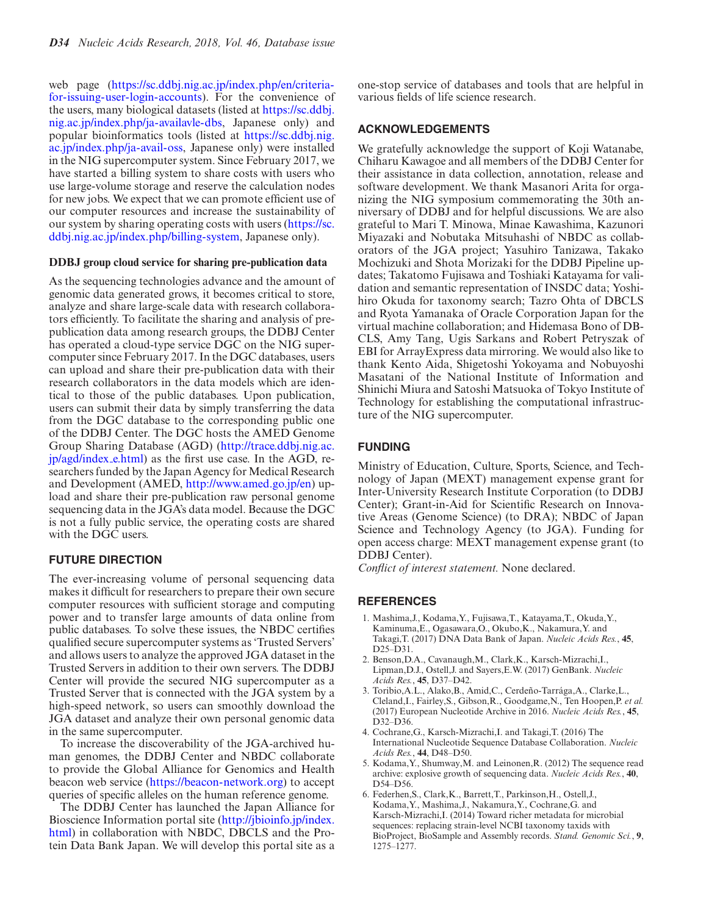web page (https://sc.ddbj.nig.ac.jp/index.php/en/criteria-for-issuing-user-login-accounts). For the convenience of the users, many biological datasets (listed at https://sc.ddbj.nig.ac.jp/index.php/ja-availavle-dbs, Japanese only) and popular bioinformatics tools (listed at https://sc.ddbj.nig.ac.jp/index.php/ja-avail-oss, Japanese only) were installed in the NIG supercomputer system. Since February 2017, we have started a billing system to share costs with users who use large-volume storage and reserve the calculation nodes for new jobs. We expect that we can promote efficient use of our computer resources and increase the sustainability of our system by sharing operating costs with users (https://sc.ddbj.nig.ac.jp/index.php/billing-system, Japanese only).

### DDBJ group cloud service for sharing pre-publication data

As the sequencing technologies advance and the amount of genomic data generated grows, it becomes critical to store, analyze and share large-scale data with research collaborators efficiently. To facilitate the sharing and analysis of pre-publication data among research groups, the DDBJ Center has operated a cloud-type service DGC on the NIG supercomputer since February 2017. In the DGC databases, users can upload and share their pre-publication data with their research collaborators in the data models which are identical to those of the public databases. Upon publication, users can submit their data by simply transferring the data from the DGC database to the corresponding public one of the DDBJ Center. The DGC hosts the AMED Genome Group Sharing Database (AGD) (http://trace.ddbj.nig.ac.jp/agd/index_e.html) as the first use case. In the AGD, researchers funded by the Japan Agency for Medical Research and Development (AMED, http://www.amed.go.jp/en) upload and share their pre-publication raw personal genome sequencing data in the JGA's data model. Because the DGC is not a fully public service, the operating costs are shared with the DGC users.

## FUTURE DIRECTION

The ever-increasing volume of personal sequencing data makes it difficult for researchers to prepare their own secure computer resources with sufficient storage and computing power and to transfer large amounts of data online from public databases. To solve these issues, the NBDC certifies qualified secure supercomputer systems as 'Trusted Servers' and allows users to analyze the approved JGA dataset in the Trusted Servers in addition to their own servers. The DDBJ Center will provide the secured NIG supercomputer as a Trusted Server that is connected with the JGA system by a high-speed network, so users can smoothly download the JGA dataset and analyze their own personal genomic data in the same supercomputer.

To increase the discoverability of the JGA-archived human genomes, the DDBJ Center and NBDC collaborate to provide the Global Alliance for Genomics and Health beacon web service (https://beacon-network.org) to accept queries of specific alleles on the human reference genome.

The DDBJ Center has launched the Japan Alliance for Bioscience Information portal site (http://jbioinfo.jp/index.html) in collaboration with NBDC, DBCLS and the Protein Data Bank Japan. We will develop this portal site as a one-stop service of databases and tools that are helpful in various fields of life science research.

## ACKNOWLEDGEMENTS

We gratefully acknowledge the support of Koji Watanabe, Chiharu Kawagoe and all members of the DDBJ Center for their assistance in data collection, annotation, release and software development. We thank Masanori Arita for organizing the NIG symposium commemorating the 30th anniversary of DDBJ and for helpful discussions. We are also grateful to Mari T. Minowa, Minae Kawashima, Kazunori Miyazaki and Nobutaka Mitsuhashi of NBDC as collaborators of the JGA project; Yasuhiro Tanizawa, Takako Mochizuki and Shota Morizaki for the DDBJ Pipeline updates; Takatomo Fujisawa and Toshiaki Katayama for validation and semantic representation of INSDC data; Yoshihiro Okuda for taxonomy search; Tazro Ohta of DBCLS and Ryota Yamanaka of Oracle Corporation Japan for the virtual machine collaboration; and Hidemasa Bono of DBCLS, Amy Tang, Ugis Sarkans and Robert Petryszak of EBI for ArrayExpress data mirroring. We would also like to thank Kento Aida, Shigetoshi Yokoyama and Nobuyoshi Masatani of the National Institute of Information and Shinichi Miura and Satoshi Matsuoka of Tokyo Institute of Technology for establishing the computational infrastructure of the NIG supercomputer.

## FUNDING

Ministry of Education, Culture, Sports, Science, and Technology of Japan (MEXT) management expense grant for Inter-University Research Institute Corporation (to DDBJ Center); Grant-in-Aid for Scientific Research on Innovative Areas (Genome Science) (to DRA); NBDC of Japan Science and Technology Agency (to JGA). Funding for open access charge: MEXT management expense grant (to DDBJ Center).

*Conflict of interest statement.* None declared.

## REFERENCES

1. Mashima,J., Kodama,Y., Fujisawa,T., Katayama,T., Okuda,Y., Kaminuma,E., Ogasawara,O., Okubo,K., Nakamura,Y. and Takagi,T. (2017) DNA Data Bank of Japan. *Nucleic Acids Res.*, **45**, D25–D31.
2. Benson,D.A., Cavanaugh,M., Clark,K., Karsch-Mizrachi,I., Lipman,D.J., Ostell,J. and Sayers,E.W. (2017) GenBank. *Nucleic Acids Res.*, **45**, D37–D42.
3. Toribio,A.L., Alako,B., Amid,C., Cerdeño-Tarrága,A., Clarke,L., Cleland,I., Fairley,S., Gibson,R., Goodgame,N., Ten Hoopen,P. *et al.* (2017) European Nucleotide Archive in 2016. *Nucleic Acids Res.*, **45**, D32–D36.
4. Cochrane,G., Karsch-Mizrachi,I. and Takagi,T. (2016) The International Nucleotide Sequence Database Collaboration. *Nucleic Acids Res.*, **44**, D48–D50.
5. Kodama,Y., Shumway,M. and Leinonen,R. (2012) The sequence read archive: explosive growth of sequencing data. *Nucleic Acids Res.*, **40**, D54–D56.
6. Federhen,S., Clark,K., Barrett,T., Parkinson,H., Ostell,J., Kodama,Y., Mashima,J., Nakamura,Y., Cochrane,G. and Karsch-Mizrachi,I. (2014) Toward richer metadata for microbial sequences: replacing strain-level NCBI taxonomy taxids with BioProject, BioSample and Assembly records. *Stand. Genomic Sci.*, **9**, 1275–1277.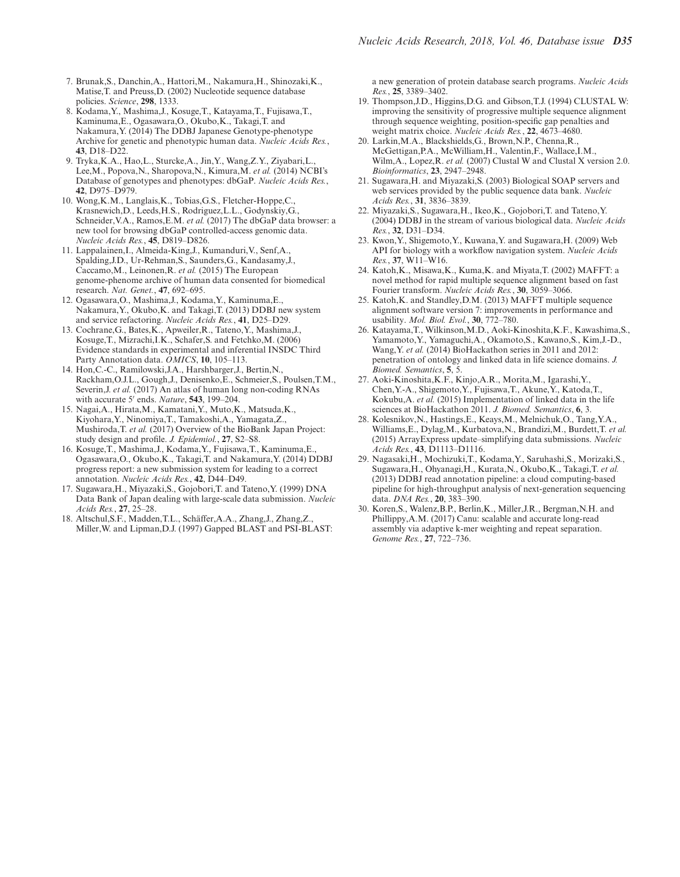7. Brunak,S., Danchin,A., Hattori,M., Nakamura,H., Shinozaki,K., Matise,T. and Preuss,D. (2002) Nucleotide sequence database policies. *Science*, **298**, 1333.
8. Kodama,Y., Mashima,J., Kosuge,T., Katayama,T., Fujisawa,T., Kaminuma,E., Ogasawara,O., Okubo,K., Takagi,T. and Nakamura,Y. (2014) The DDBJ Japanese Genotype-phenotype Archive for genetic and phenotypic human data. *Nucleic Acids Res.*, **43**, D18–D22.
9. Tryka,K.A., Hao,L., Sturcke,A., Jin,Y., Wang,Z.Y., Ziyabari,L., Lee,M., Popova,N., Sharopova,N., Kimura,M. *et al.* (2014) NCBI's Database of genotypes and phenotypes: dbGaP. *Nucleic Acids Res.*, **42**, D975–D979.
10. Wong,K.M., Langlais,K., Tobias,G.S., Fletcher-Hoppe,C., Krasnewich,D., Leeds,H.S., Rodriguez,L.L., Godynskiy,G., Schneider,V.A., Ramos,E.M. *et al.* (2017) The dbGaP data browser: a new tool for browsing dbGaP controlled-access genomic data. *Nucleic Acids Res.*, **45**, D819–D826.
11. Lappalainen,I., Almeida-King,J., Kumanduri,V., Senf,A., Spalding,J.D., Ur-Rehman,S., Saunders,G., Kandasamy,J., Caccamo,M., Leinonen,R. *et al.* (2015) The European genome-phenome archive of human data consented for biomedical research. *Nat. Genet.*, **47**, 692–695.
12. Ogasawara,O., Mashima,J., Kodama,Y., Kaminuma,E., Nakamura,Y., Okubo,K. and Takagi,T. (2013) DDBJ new system and service refactoring. *Nucleic Acids Res.*, **41**, D25–D29.
13. Cochrane,G., Bates,K., Apweiler,R., Tateno,Y., Mashima,J., Kosuge,T., Mizrachi,I.K., Schafer,S. and Fetchko,M. (2006) Evidence standards in experimental and inferential INSDC Third Party Annotation data. *OMICS*, **10**, 105–113.
14. Hon,C.-C., Ramilowski,J.A., Harshbarger,J., Bertin,N., Rackham,O.J.L., Gough,J., Denisenko,E., Schmeier,S., Poulsen,T.M., Severin,J. *et al.* (2017) An atlas of human long non-coding RNAs with accurate 5′ ends. *Nature*, **543**, 199–204.
15. Nagai,A., Hirata,M., Kamatani,Y., Muto,K., Matsuda,K., Kiyohara,Y., Ninomiya,T., Tamakoshi,A., Yamagata,Z., Mushiroda,T. *et al.* (2017) Overview of the BioBank Japan Project: study design and profile. *J. Epidemiol.*, **27**, S2–S8.
16. Kosuge,T., Mashima,J., Kodama,Y., Fujisawa,T., Kaminuma,E., Ogasawara,O., Okubo,K., Takagi,T. and Nakamura,Y. (2014) DDBJ progress report: a new submission system for leading to a correct annotation. *Nucleic Acids Res.*, **42**, D44–D49.
17. Sugawara,H., Miyazaki,S., Gojobori,T. and Tateno,Y. (1999) DNA Data Bank of Japan dealing with large-scale data submission. *Nucleic Acids Res.*, **27**, 25–28.
18. Altschul,S.F., Madden,T.L., Schäffer,A.A., Zhang,J., Zhang,Z., Miller,W. and Lipman,D.J. (1997) Gapped BLAST and PSI-BLAST: a new generation of protein database search programs. *Nucleic Acids Res.*, **25**, 3389–3402.
19. Thompson,J.D., Higgins,D.G. and Gibson,T.J. (1994) CLUSTAL W: improving the sensitivity of progressive multiple sequence alignment through sequence weighting, position-specific gap penalties and weight matrix choice. *Nucleic Acids Res.*, **22**, 4673–4680.
20. Larkin,M.A., Blackshields,G., Brown,N.P., Chenna,R., McGettigan,P.A., McWilliam,H., Valentin,F., Wallace,I.M., Wilm,A., Lopez,R. *et al.* (2007) Clustal W and Clustal X version 2.0. *Bioinformatics*, **23**, 2947–2948.
21. Sugawara,H. and Miyazaki,S. (2003) Biological SOAP servers and web services provided by the public sequence data bank. *Nucleic Acids Res.*, **31**, 3836–3839.
22. Miyazaki,S., Sugawara,H., Ikeo,K., Gojobori,T. and Tateno,Y. (2004) DDBJ in the stream of various biological data. *Nucleic Acids Res.*, **32**, D31–D34.
23. Kwon,Y., Shigemoto,Y., Kuwana,Y. and Sugawara,H. (2009) Web API for biology with a workflow navigation system. *Nucleic Acids Res.*, **37**, W11–W16.
24. Katoh,K., Misawa,K., Kuma,K. and Miyata,T. (2002) MAFFT: a novel method for rapid multiple sequence alignment based on fast Fourier transform. *Nucleic Acids Res.*, **30**, 3059–3066.
25. Katoh,K. and Standley,D.M. (2013) MAFFT multiple sequence alignment software version 7: improvements in performance and usability. *Mol. Biol. Evol.*, **30**, 772–780.
26. Katayama,T., Wilkinson,M.D., Aoki-Kinoshita,K.F., Kawashima,S., Yamamoto,Y., Yamaguchi,A., Okamoto,S., Kawano,S., Kim,J.-D., Wang,Y. *et al.* (2014) BioHackathon series in 2011 and 2012: penetration of ontology and linked data in life science domains. *J. Biomed. Semantics*, **5**, 5.
27. Aoki-Kinoshita,K.F., Kinjo,A.R., Morita,M., Igarashi,Y., Chen,Y.-A., Shigemoto,Y., Fujisawa,T., Akune,Y., Katoda,T., Kokubu,A. *et al.* (2015) Implementation of linked data in the life sciences at BioHackathon 2011. *J. Biomed. Semantics*, **6**, 3.
28. Kolesnikov,N., Hastings,E., Keays,M., Melnichuk,O., Tang,Y.A., Williams,E., Dylag,M., Kurbatova,N., Brandizi,M., Burdett,T. *et al.* (2015) ArrayExpress update–simplifying data submissions. *Nucleic Acids Res.*, **43**, D1113–D1116.
29. Nagasaki,H., Mochizuki,T., Kodama,Y., Saruhashi,S., Morizaki,S., Sugawara,H., Ohyanagi,H., Kurata,N., Okubo,K., Takagi,T. *et al.* (2013) DDBJ read annotation pipeline: a cloud computing-based pipeline for high-throughput analysis of next-generation sequencing data. *DNA Res.*, **20**, 383–390.
30. Koren,S., Walenz,B.P., Berlin,K., Miller,J.R., Bergman,N.H. and Phillippy,A.M. (2017) Canu: scalable and accurate long-read assembly via adaptive k-mer weighting and repeat separation. *Genome Res.*, **27**, 722–736.